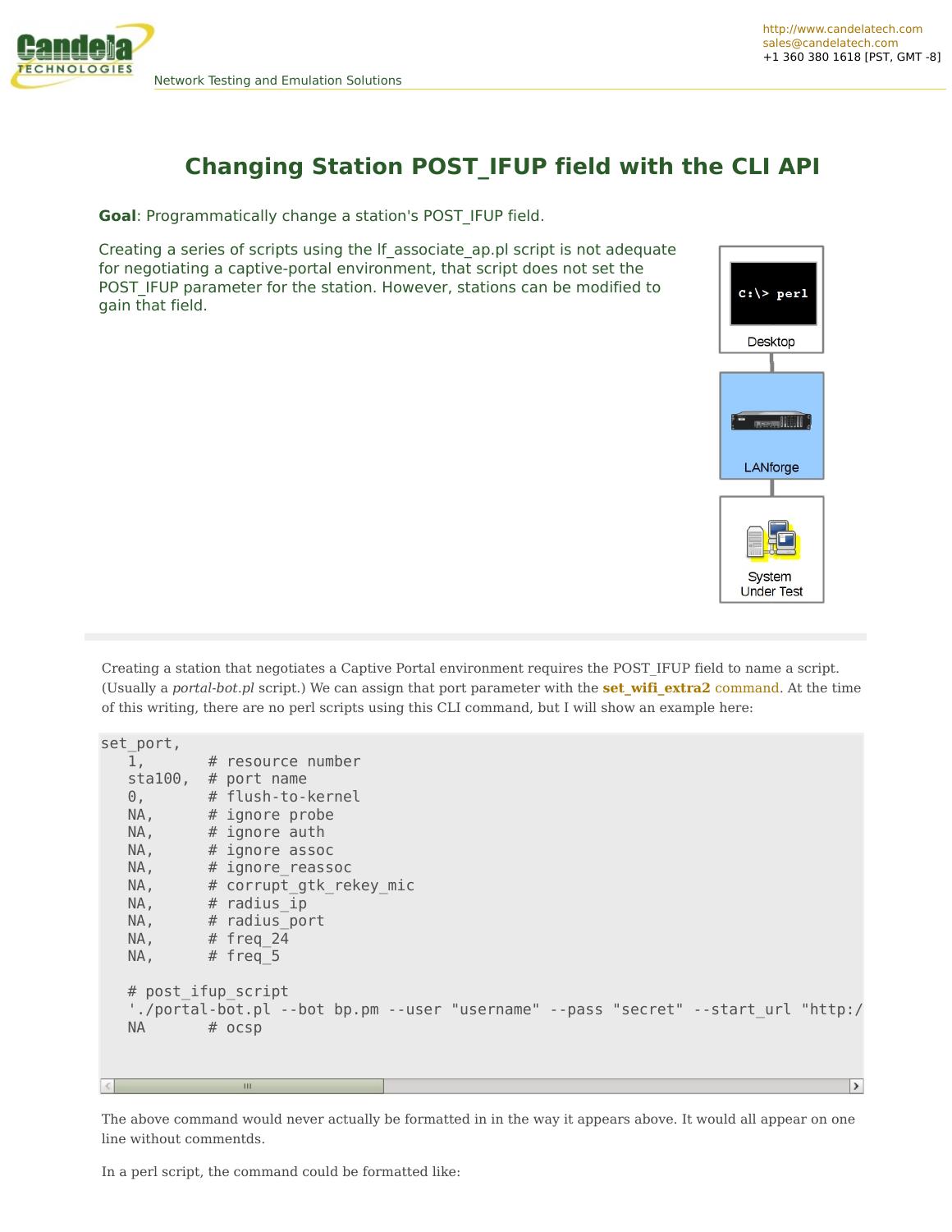# Changing Station POST_IFUP field with the CLI API

**Goal**: Programmatically change a station's POST_IFUP field.

Creating a series of scripts using the lf_associate_ap.pl script is not adequate for negotiating a captive-portal environment, that script does not set the POST_IFUP parameter for the station. However, stations can be modified to gain that field.

Creating a station that negotiates a Captive Portal environment requires the POST_IFUP field to name a script. (Usually a *portal-bot.pl* script.) We can assign that port parameter with the **set_wifi_extra2** command. At the time of this writing, there are no perl scripts using this CLI command, but I will show an example here:

```
set_port,
   1,       # resource number
   sta100,  # port name
   0,       # flush-to-kernel
   NA,      # ignore probe
   NA,      # ignore auth
   NA,      # ignore assoc
   NA,      # ignore_reassoc
   NA,      # corrupt_gtk_rekey_mic
   NA,      # radius_ip
   NA,      # radius_port
   NA,      # freq_24
   NA,      # freq_5

   # post_ifup_script
   './portal-bot.pl --bot bp.pm --user "username" --pass "secret" --start_url "http:/
   NA       # ocsp
```

The above command would never actually be formatted in in the way it appears above. It would all appear on one line without commentds.

In a perl script, the command could be formatted like: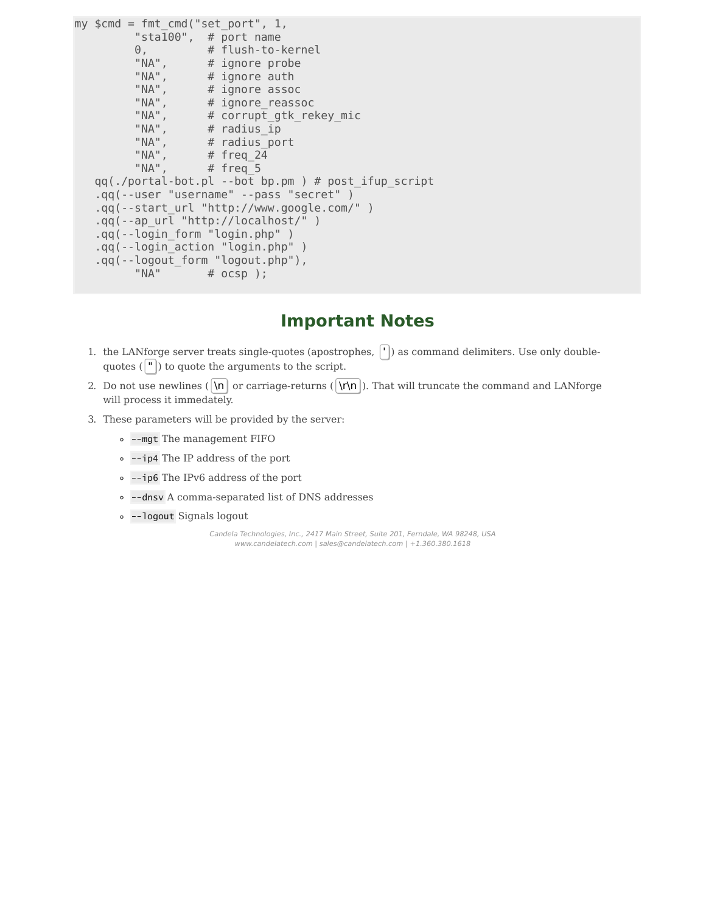```
my $cmd = fmt_cmd("set_port", 1,
        "sta100",  # port name
        0,         # flush-to-kernel
        "NA",      # ignore probe
        "NA",      # ignore auth
        "NA",      # ignore assoc
        "NA",      # ignore_reassoc
        "NA",      # corrupt_gtk_rekey_mic
        "NA",      # radius_ip
        "NA",      # radius_port
        "NA",      # freq_24
        "NA",      # freq_5
   qq(./portal-bot.pl --bot bp.pm ) # post_ifup_script
   .qq(--user "username" --pass "secret" )
   .qq(--start_url "http://www.google.com/" )
   .qq(--ap_url "http://localhost/" )
   .qq(--login_form "login.php" )
   .qq(--login_action "login.php" )
   .qq(--logout_form "logout.php"),
        "NA"       # ocsp );
```

## Important Notes

1. the LANforge server treats single-quotes (apostrophes, `'`) as command delimiters. Use only double-quotes (`"`) to quote the arguments to the script.
2. Do not use newlines (`\n`) or carriage-returns (`\r\n`). That will truncate the command and LANforge will process it immedately.
3. These parameters will be provided by the server:
   - `--mgt` The management FIFO
   - `--ip4` The IP address of the port
   - `--ip6` The IPv6 address of the port
   - `--dnsv` A comma-separated list of DNS addresses
   - `--logout` Signals logout